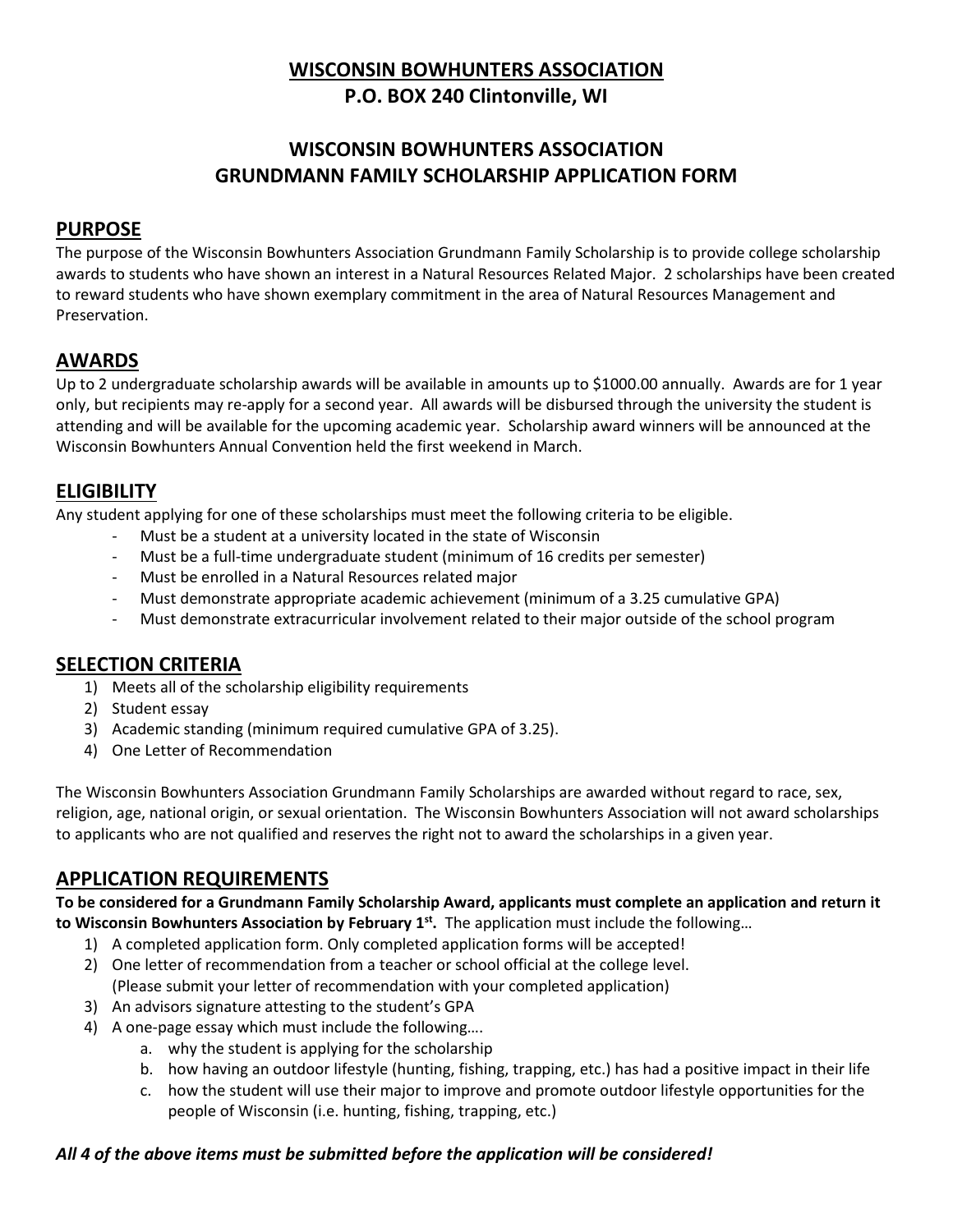# WISCONSIN BOWHUNTERS ASSOCIATION
## P.O. BOX 240 Clintonville, WI

## WISCONSIN BOWHUNTERS ASSOCIATION GRUNDMANN FAMILY SCHOLARSHIP APPLICATION FORM

## PURPOSE

The purpose of the Wisconsin Bowhunters Association Grundmann Family Scholarship is to provide college scholarship awards to students who have shown an interest in a Natural Resources Related Major. 2 scholarships have been created to reward students who have shown exemplary commitment in the area of Natural Resources Management and Preservation.

## AWARDS

Up to 2 undergraduate scholarship awards will be available in amounts up to $1000.00 annually. Awards are for 1 year only, but recipients may re-apply for a second year. All awards will be disbursed through the university the student is attending and will be available for the upcoming academic year. Scholarship award winners will be announced at the Wisconsin Bowhunters Annual Convention held the first weekend in March.

## ELIGIBILITY

Any student applying for one of these scholarships must meet the following criteria to be eligible.

- Must be a student at a university located in the state of Wisconsin
- Must be a full-time undergraduate student (minimum of 16 credits per semester)
- Must be enrolled in a Natural Resources related major
- Must demonstrate appropriate academic achievement (minimum of a 3.25 cumulative GPA)
- Must demonstrate extracurricular involvement related to their major outside of the school program

## SELECTION CRITERIA

1) Meets all of the scholarship eligibility requirements
2) Student essay
3) Academic standing (minimum required cumulative GPA of 3.25).
4) One Letter of Recommendation

The Wisconsin Bowhunters Association Grundmann Family Scholarships are awarded without regard to race, sex, religion, age, national origin, or sexual orientation. The Wisconsin Bowhunters Association will not award scholarships to applicants who are not qualified and reserves the right not to award the scholarships in a given year.

## APPLICATION REQUIREMENTS

**To be considered for a Grundmann Family Scholarship Award, applicants must complete an application and return it to Wisconsin Bowhunters Association by February 1st.** The application must include the following…

1) A completed application form. Only completed application forms will be accepted!
2) One letter of recommendation from a teacher or school official at the college level. (Please submit your letter of recommendation with your completed application)
3) An advisors signature attesting to the student's GPA
4) A one-page essay which must include the following….
   a. why the student is applying for the scholarship
   b. how having an outdoor lifestyle (hunting, fishing, trapping, etc.) has had a positive impact in their life
   c. how the student will use their major to improve and promote outdoor lifestyle opportunities for the people of Wisconsin (i.e. hunting, fishing, trapping, etc.)

***All 4 of the above items must be submitted before the application will be considered!***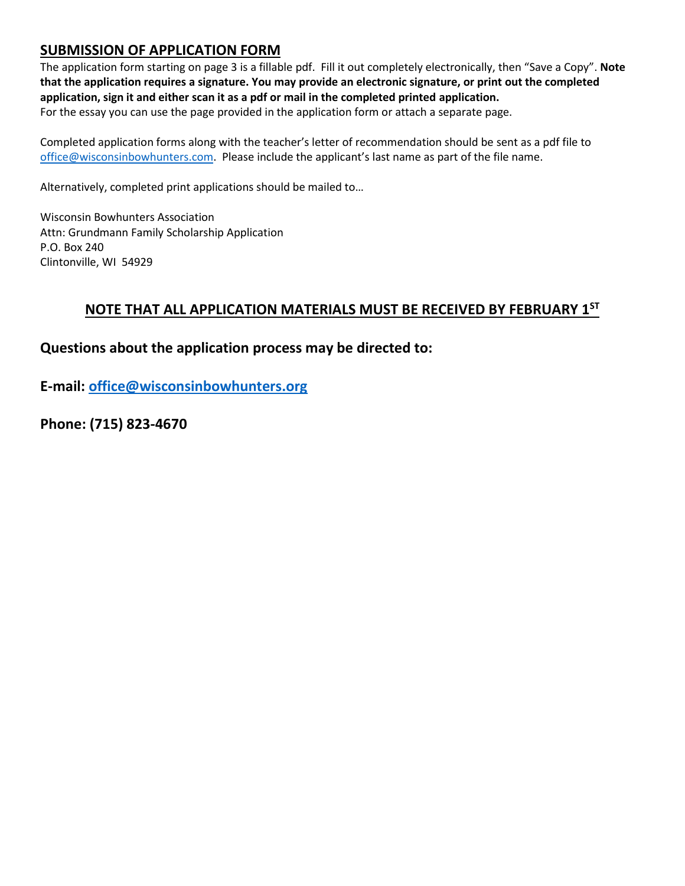## SUBMISSION OF APPLICATION FORM

The application form starting on page 3 is a fillable pdf. Fill it out completely electronically, then "Save a Copy". **Note that the application requires a signature. You may provide an electronic signature, or print out the completed application, sign it and either scan it as a pdf or mail in the completed printed application.**
For the essay you can use the page provided in the application form or attach a separate page.

Completed application forms along with the teacher's letter of recommendation should be sent as a pdf file to office@wisconsinbowhunters.com. Please include the applicant's last name as part of the file name.

Alternatively, completed print applications should be mailed to…

Wisconsin Bowhunters Association
Attn: Grundmann Family Scholarship Application
P.O. Box 240
Clintonville, WI 54929

### NOTE THAT ALL APPLICATION MATERIALS MUST BE RECEIVED BY FEBRUARY 1ST

### Questions about the application process may be directed to:

**E-mail: office@wisconsinbowhunters.org**

**Phone: (715) 823-4670**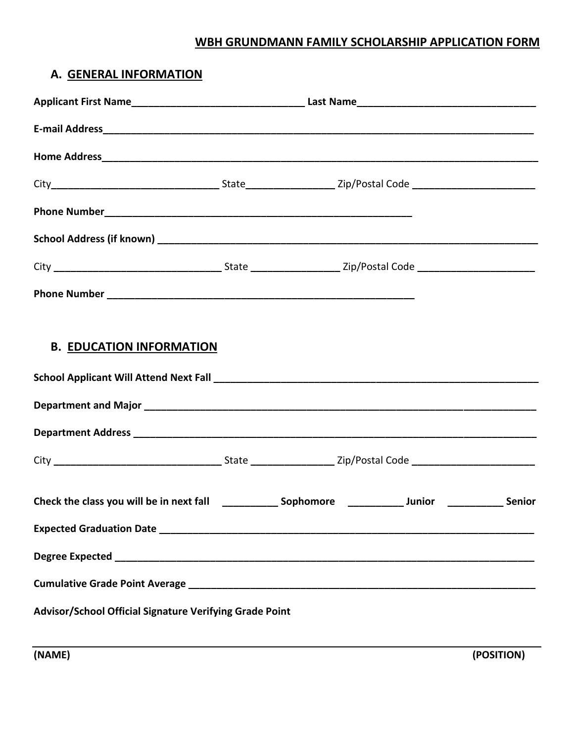# WBH GRUNDMANN FAMILY SCHOLARSHIP APPLICATION FORM

## A. GENERAL INFORMATION

**Applicant First Name**________________________________ **Last Name**_________________________________

**E-mail Address**_________________________________________________________________________________

**Home Address**__________________________________________________________________________________

City_______________________________ State________________ Zip/Postal Code ______________________

**Phone Number**_________________________________________________________

**School Address (if known)** _____________________________________________________________________

City _______________________________ State ________________ Zip/Postal Code _____________________

**Phone Number** _________________________________________________________

## B. EDUCATION INFORMATION

**School Applicant Will Attend Next Fall** _____________________________________________________________

**Department and Major** ________________________________________________________________________

**Department Address** __________________________________________________________________________

City _______________________________ State _______________ Zip/Postal Code ______________________

**Check the class you will be in next fall** __________ **Sophomore** __________ **Junior** __________ **Senior**

**Expected Graduation Date** _____________________________________________________________________

**Degree Expected** ______________________________________________________________________________

**Cumulative Grade Point Average** ________________________________________________________________

**Advisor/School Official Signature Verifying Grade Point**

________________________________________________________________________________________________

**(NAME)** **(POSITION)**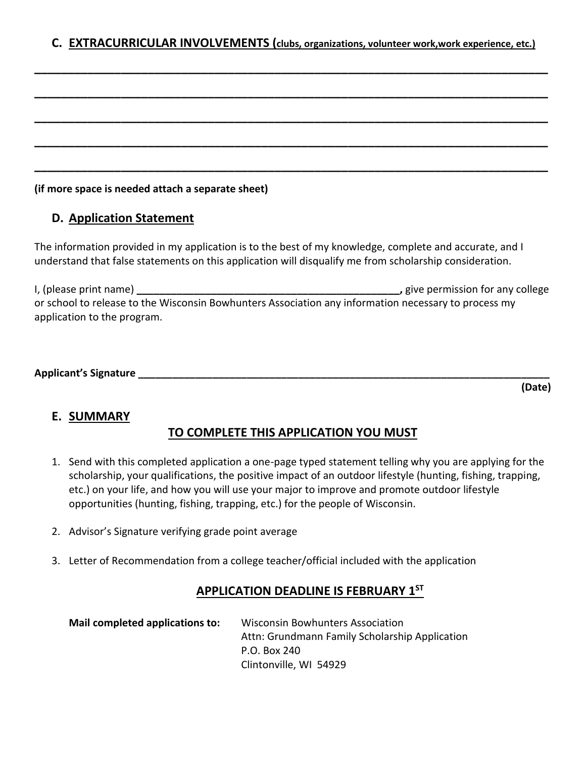## C. EXTRACURRICULAR INVOLVEMENTS (clubs, organizations, volunteer work,work experience, etc.)

______________________________________________________________________________

______________________________________________________________________________

______________________________________________________________________________

______________________________________________________________________________

______________________________________________________________________________

**(if more space is needed attach a separate sheet)**

## D. Application Statement

The information provided in my application is to the best of my knowledge, complete and accurate, and I understand that false statements on this application will disqualify me from scholarship consideration.

I, (please print name) **______________________________________________,** give permission for any college or school to release to the Wisconsin Bowhunters Association any information necessary to process my application to the program.

**Applicant's Signature ______________________________________________________________________**

**(Date)**

## E. SUMMARY

### TO COMPLETE THIS APPLICATION YOU MUST

1. Send with this completed application a one-page typed statement telling why you are applying for the scholarship, your qualifications, the positive impact of an outdoor lifestyle (hunting, fishing, trapping, etc.) on your life, and how you will use your major to improve and promote outdoor lifestyle opportunities (hunting, fishing, trapping, etc.) for the people of Wisconsin.
2. Advisor's Signature verifying grade point average
3. Letter of Recommendation from a college teacher/official included with the application

### APPLICATION DEADLINE IS FEBRUARY 1ST

**Mail completed applications to:**

Wisconsin Bowhunters Association
Attn: Grundmann Family Scholarship Application
P.O. Box 240
Clintonville, WI 54929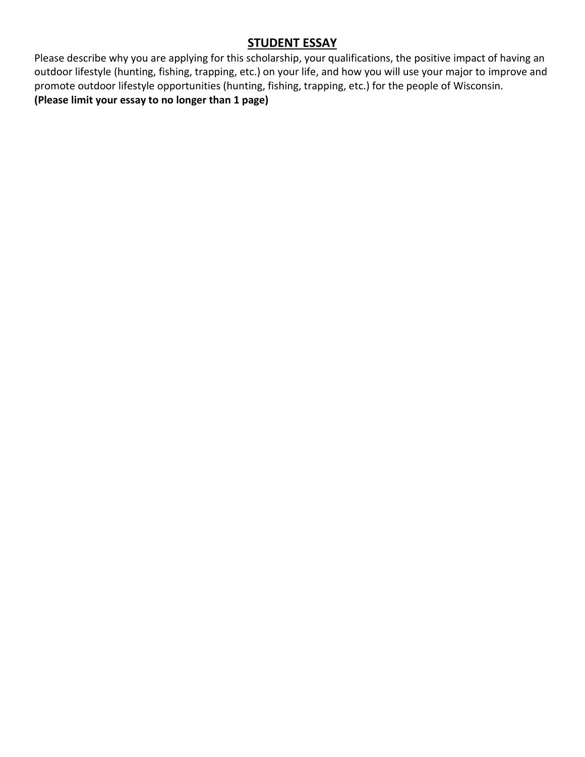## STUDENT ESSAY

Please describe why you are applying for this scholarship, your qualifications, the positive impact of having an outdoor lifestyle (hunting, fishing, trapping, etc.) on your life, and how you will use your major to improve and promote outdoor lifestyle opportunities (hunting, fishing, trapping, etc.) for the people of Wisconsin.

**(Please limit your essay to no longer than 1 page)**